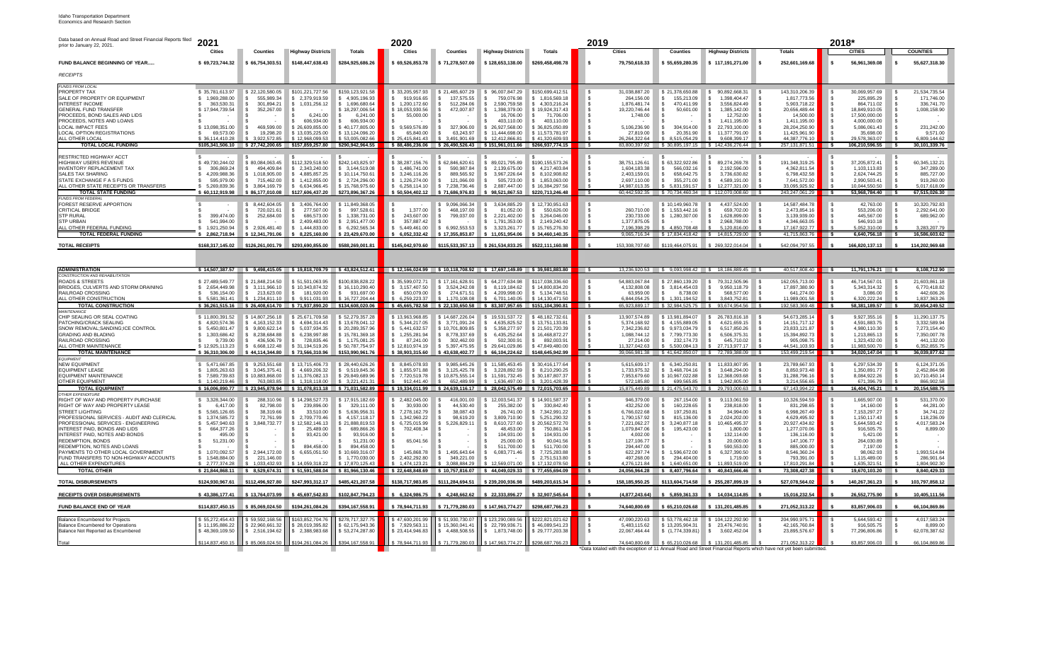Idaho Transportation Department
Economics and Research Section

Data based on Annual Road and Street Financial Reports filed prior to January 22, 2021.

| | 2021 Cities | 2021 Counties | 2021 Highway Districts | 2021 Totals | 2020 Cities | 2020 Counties | 2020 Highway Districts | 2020 Totals | 2019 Cities | 2019 Counties | 2019 Highway Districts | 2019 Totals | 2018* CITIES | 2018* COUNTIES |
|---|---|---|---|---|---|---|---|---|---|---|---|---|---|---|
| **FUND BALANCE BEGINNING OF YEAR.....** | $ 69,723,744.32 | $ 66,754,303.51 | $148,447,638.43 | $284,925,686.26 | $ 69,526,853.78 | $ 71,278,507.00 | $ 128,653,138.00 | $269,458,498.78 | 79,750,618.33 | $ 55,659,280.35 | $ 117,191,271.00 | 252,601,169.68 | 56,961,369.08 | 55,627,318.30 |
| *RECEIPTS* | | | | | | | | | | | | | | |
| *FUNDS FROM LOCAL* | | | | | | | | | | | | | | |
| PROPERTY TAX | $ 35,781,613.97 | $ 22,120,580.05 | $101,221,727.56 | $159,123,921.58 | $ 33,205,957.93 | $ 21,485,607.29 | $ 96,007,847.29 | $150,699,412.51 | 31,038,887.20 | $ 21,378,650.88 | $ 90,892,668.31 | 143,310,206.39 | 30,069,957.69 | 21,534,735.54 |
| SALE OF PROPERTY OR EQUIPMENT | $ 1,969,288.00 | $ 555,989.34 | $ 2,379,919.59 | $ 4,905,196.93 | $ 919,916.65 | $ 137,575.55 | $ 759,076.98 | $ 1,816,569.18 | 264,156.00 | $ 155,213.09 | $ 1,398,404.47 | 1,817,773.56 | 225,895.29 | 171,746.00 |
| INTEREST INCOME | $ 363,530.31 | $ 301,894.21 | $ 1,031,256.12 | $ 1,696,680.64 | $ 1,200,172.60 | $ 512,284.06 | $ 2,590,759.58 | $ 4,303,216.24 | 1,876,481.74 | $ 470,411.99 | $ 3,556,824.49 | 5,903,718.22 | 864,711.02 | 336,741.70 |
| GENERAL FUND TRANSFER | $ 17,944,739.54 | $ 352,267.00 | $ - | $ 18,297,006.54 | $ 18,053,930.56 | $ 472,007.87 | $ 1,398,379.00 | $ 19,924,317.43 | 19,220,746.44 | $ 50,601.00 | $ 1,385,142.00 | 20,656,489.44 | 18,849,910.05 | 1,008,158.90 |
| PROCEEDS, BOND SALES AND LIDS | $ - | $ - | $ 6,241.00 | $ 6,241.00 | $ 55,000.00 | $ - | $ 16,706.00 | $ 71,706.00 | 1,748.00 | $ - | $ 12,752.00 | 14,500.00 | 17,500,000.00 | - |
| PROCEEDS, NOTES AND LOANS | $ - | $ - | $ 606,934.00 | $ 606,934.00 | $ - | $ - | $ 403,110.00 | $ 403,110.00 | - | $ - | $ 1,411,195.00 | 1,411,195.00 | 4,000,000.00 | - |
| LOCAL IMPACT FEES | $ 13,098,351.00 | $ 469,599.00 | $ 26,609,855.00 | $ 40,177,805.00 | $ 9,569,576.89 | $ 327,906.00 | $ 26,927,568.00 | $ 36,825,050.89 | 5,106,236.90 | $ 304,914.00 | $ 22,793,100.00 | 28,204,250.90 | 5,086,061.43 | 231,242.00 |
| LOCAL OPTION REGISTRATIONS | $ 69,573.00 | $ 19,298.20 | $ 13,035,225.00 | $ 13,124,096.20 | $ 65,840.00 | $ 63,243.97 | $ 11,444,698.00 | $ 11,573,781.97 | 27,819.00 | $ 20,351.90 | $ 11,377,791.00 | 11,425,961.90 | 35,698.00 | 9,571.00 |
| ALL OTHER LOCAL | $ 36,114,410.28 | $ 3,922,572.85 | $ 12,968,099.53 | $ 53,005,082.66 | $ 25,415,841.43 | $ 3,491,901.69 | $ 12,412,866.81 | $ 41,320,609.93 | 26,264,322.64 | $ 8,515,054.29 | $ 9,608,399.17 | 44,387,776.10 | 29,578,363.07 | 9,609,144.62 |
| **TOTAL LOCAL FUNDING** | $105,341,506.10 | $ 27,742,200.65 | $157,859,257.80 | $290,942,964.55 | $ 88,486,236.06 | $ 26,490,526.43 | $ 151,961,011.66 | $266,937,774.15 | 83,800,397.92 | $ 30,895,197.15 | $ 142,436,276.44 | 257,131,871.51 | 106,210,596.55 | 30,101,339.76 |
| RESTRICTED HIGHWAY ACCT | $ - | $ - | $ - | $ - | $ - | $ - | $ - | $ - | - | $ - | $ - | - | - | - |
| HIGHWAY USERS REVENUE | $ 49,730,244.02 | $ 80,084,063.45 | $112,329,518.50 | $242,143,825.97 | $ 38,287,156.76 | $ 62,846,620.61 | $ 89,021,795.89 | $190,155,573.26 | 38,751,126.61 | $ 63,322,922.86 | $ 89,274,269.78 | 191,348,319.25 | 37,205,872.41 | 60,345,132.21 |
| INVENTORY REPLACEMENT TAX | $ 306,869.24 | $ 494,409.84 | $ 2,343,240.00 | $ 3,144,519.08 | $ 1,486,741.00 | $ 590,987.84 | $ 2,139,675.00 | $ 4,217,403.84 | 1,694,183.38 | $ 586,032.16 | $ 2,082,596.00 | 4,362,811.54 | 1,103,113.83 | 347,199.00 |
| SALES TAX SHARING | $ 4,209,988.36 | $ 1,018,905.00 | $ 4,885,857.25 | $ 10,114,750.61 | $ 3,246,116.26 | $ 889,565.92 | $ 3,967,226.64 | $ 8,102,908.82 | 2,403,159.01 | $ 658,642.75 | $ 3,736,630.82 | 6,798,432.58 | 2,624,744.25 | 885,727.00 |
| STATE EXCHANGE F A S FUNDS | $ 595,979.00 | $ 715,462.00 | $ 1,412,855.00 | $ 2,724,296.00 | $ 1,226,274.00 | $ 121,066.00 | $ 505,723.00 | $ 1,853,063.00 | 2,697,110.00 | $ 355,271.00 | $ 4,589,191.00 | 7,641,572.00 | 2,990,503.41 | 919,260.00 |
| ALL OTHER STATE RECEIPTS OR TRANSFERS | $ 5,269,839.36 | $ 3,864,169.79 | $ 6,634,966.45 | $ 15,768,975.60 | $ 6,258,114.10 | $ 7,238,736.46 | $ 2,887,447.00 | $ 16,384,297.56 | 14,987,013.35 | $ 5,831,591.57 | $ 12,277,321.00 | 33,095,925.92 | 10,044,550.50 | 5,017,618.09 |
| **TOTAL STATE FUNDING** | $ 60,112,919.98 | $ 86,177,010.08 | $127,606,437.20 | $273,896,367.26 | $ 50,504,402.12 | $ 71,686,976.83 | $ 98,521,867.53 | $220,713,246.48 | 60,442,592.35 | $ 70,734,460.34 | $ 112,070,008.60 | 243,247,061.29 | 53,968,784.40 | 67,515,026.30 |
| *FUNDS FROM FEDERAL* | | | | | | | | | | | | | | |
| FOREST RESERVE APPORTION | $ - | $ 8,442,604.05 | $ 3,406,764.00 | $ 11,849,368.05 | $ - | $ 9,096,066.34 | $ 3,634,885.29 | $ 12,730,951.63 | - | $ 10,149,960.78 | $ 4,437,524.00 | 14,587,484.78 | 42,763.00 | 10,320,792.83 |
| CRITICAL BRIDGE | $ - | $ 720,021.61 | $ 277,507.00 | $ 997,528.61 | $ 1,377.00 | $ 468,197.00 | $ 81,052.00 | $ 550,626.00 | 260,710.00 | $ 1,553,442.16 | $ 659,702.00 | 2,473,854.16 | 553,206.00 | 2,292,641.00 |
| STP RURAL | $ 399,474.00 | $ 252,684.00 | $ 686,573.00 | $ 1,338,731.00 | $ 243,607.00 | $ 799,037.00 | $ 2,221,402.00 | $ 3,264,046.00 | 230,733.00 | $ 1,280,307.00 | $ 1,628,899.00 | 3,139,939.00 | 445,567.00 | 689,962.00 |
| STP URBAN | $ 541,994.00 | $ - | $ 2,409,483.00 | $ 2,951,477.00 | $ 357,887.42 | $ - | $ 1,791,353.00 | $ 2,149,240.42 | 1,377,875.05 | $ - | $ 2,968,788.00 | 4,346,663.05 | 546,910.18 | - |
| ALL OTHER FEDERAL FUNDING | $ 1,921,250.04 | $ 2,926,481.40 | $ 1,444,833.00 | $ 6,292,565.34 | $ 5,449,461.00 | $ 6,992,553.53 | $ 3,323,261.77 | $ 15,765,276.30 | 7,195,398.29 | $ 4,850,708.48 | $ 5,120,816.00 | 17,167,922.77 | 5,052,310.00 | 3,283,207.79 |
| **TOTAL FEDERAL FUNDING** | $ 2,862,718.94 | $ 12,341,791.06 | $ 8,225,160.00 | $ 23,429,670.00 | $ 6,052,332.42 | $ 17,355,853.87 | $ 11,051,954.06 | $ 34,460,140.35 | 9,065,716.34 | $ 17,834,418.42 | $ 14,815,729.00 | 41,715,863.76 | 6,640,756.18 | 16,586,603.62 |
| **TOTAL RECEIPTS** | $168,317,145.02 | $126,261,001.79 | $293,690,855.00 | $588,269,001.81 | $145,042,970.60 | $115,533,357.13 | $ 261,534,833.25 | $522,111,160.98 | 153,308,707.60 | $119,464,075.91 | $ 269,322,014.04 | 542,094,797.55 | 166,820,137.13 | 114,202,969.68 |
| **ADMINISTRATION** | $ 14,507,387.57 | $ 9,498,415.05 | $ 19,818,709.79 | $ 43,824,512.41 | $ 12,166,024.99 | $ 10,118,708.92 | $ 17,697,149.89 | $ 39,981,883.80 | 13,236,920.53 | $ 9,093,998.42 | $ 18,186,889.45 | 40,517,808.40 | 11,791,176.21 | 8,108,712.90 |
| *CONSTRUCTION AND REHABILITATION* | | | | | | | | | | | | | | |
| ROADS & STREETS | $ 27,489,549.77 | $ 21,848,214.50 | $ 51,501,063.95 | $100,838,828.22 | $ 35,599,072.71 | $ 17,161,628.91 | $ 64,277,634.98 | $117,038,336.60 | 54,883,067.84 | $ 27,860,139.20 | $ 79,312,505.96 | 162,055,713.00 | 46,714,567.01 | 21,603,861.18 |
| BRIDGES, CULVERTS AND STORM DRAINING | $ 2,654,449.98 | $ 3,111,966.10 | $ 10,343,874.32 | $ 16,110,290.40 | $ 3,157,407.50 | $ 3,524,242.08 | $ 8,119,184.62 | $ 14,800,834.20 | 4,132,808.08 | $ 3,814,454.03 | $ 9,950,118.79 | 17,897,380.90 | 5,343,314.32 | 6,770,418.82 |
| RAILROAD CROSSING | $ 536,154.00 | $ 213,623.00 | $ 181,920.00 | $ 931,697.00 | $ 650,079.00 | $ 274,671.51 | $ 4,209,998.06 | $ 5,134,748.51 | 63,959.00 | $ 8,738.00 | $ 568,577.00 | 641,274.00 | 3,086.00 | 442,606.26 |
| ALL OTHER CONSTRUCTION | $ 5,581,361.41 | $ 1,234,811.10 | $ 9,911,031.93 | $ 16,727,204.44 | $ 6,259,223.37 | $ 1,170,108.08 | $ 6,701,140.05 | $ 14,130,471.50 | 6,844,054.25 | $ 1,301,194.52 | $ 3,843,752.81 | 11,989,001.58 | 6,320,222.24 | 1,837,363.26 |
| **TOTAL CONSTRUCTION** | $ 36,261,515.16 | $ 26,408,614.70 | $ 71,937,890.20 | $134,608,020.06 | $ 45,665,782.58 | $ 22,130,650.58 | $ 83,307,957.65 | $151,104,390.81 | 65,923,889.17 | $ 32,984,525.75 | $ 93,674,954.56 | 192,583,369.48 | 58,381,189.57 | 30,654,249.52 |
| *MAINTENANCE* | | | | | | | | | | | | | | |
| CHIP SEALING OR SEAL COATING | $ 11,800,391.52 | $ 14,807,256.18 | $ 25,671,709.58 | $ 52,279,357.28 | $ 13,963,968.85 | $ 14,687,226.04 | $ 19,531,537.72 | $ 48,182,732.61 | 13,907,574.89 | $ 13,981,894.07 | $ 26,783,816.18 | 54,673,285.14 | 9,927,355.16 | 11,290,137.75 |
| PATCHING/CRACK SEALING | $ 4,820,574.36 | $ 4,163,152.33 | $ 4,694,314.43 | $ 13,678,041.12 | $ 5,344,217.05 | $ 3,771,091.24 | $ 4,635,825.52 | $ 13,751,133.81 | 5,374,168.92 | $ 4,155,889.05 | $ 4,621,659.15 | 14,151,717.12 | 4,591,883.75 | 3,332,589.94 |
| SNOW REMOVAL;SANDING;ICE CONTROL | $ 5,450,801.47 | $ 9,800,622.14 | $ 5,037,934.35 | $ 20,289,357.96 | $ 5,441,632.57 | $ 10,701,809.85 | $ 5,358,277.97 | $ 21,501,720.39 | 7,342,236.82 | $ 9,973,034.79 | $ 6,517,850.26 | 23,833,121.87 | 4,980,110.30 | 7,273,154.40 |
| GRADING AND BLADING | $ 1,303,686.42 | $ 8,238,684.88 | $ 6,238,997.88 | $ 15,781,369.18 | $ 1,255,281.94 | $ 8,778,337.69 | $ 6,435,252.64 | $ 16,468,872.27 | 1,088,744.12 | $ 7,799,773.30 | $ 6,506,375.31 | 15,394,892.73 | 1,213,865.13 | 7,350,007.78 |
| RAILROAD CROSSING | $ 9,739.00 | $ 436,506.79 | $ 728,835.46 | $ 1,175,081.25 | $ 87,241.00 | $ 302,462.00 | $ 502,300.91 | $ 892,003.91 | 27,214.00 | $ 232,174.73 | $ 645,710.02 | 905,098.75 | 1,323,432.00 | 441,132.00 |
| ALL OTHER MAINTENANCE | $ 12,925,113.28 | $ 6,668,122.48 | $ 31,194,519.26 | $ 50,787,754.97 | $ 12,810,974.19 | $ 5,397,475.95 | $ 29,641,029.86 | $ 47,849,480.00 | 11,327,042.63 | $ 5,500,084.13 | $ 27,713,977.17 | 44,541,103.93 | 11,983,500.70 | 6,352,855.75 |
| **TOTAL MAINTENANCE** | $ 36,310,306.00 | $ 44,114,344.80 | $ 73,566,310.96 | $153,990,961.76 | $ 38,903,315.60 | $ 43,638,402.77 | $ 66,104,224.62 | $148,645,942.99 | 39,066,981.38 | $ 41,642,850.07 | $ 72,789,388.09 | 153,499,219.54 | 34,020,147.04 | 36,039,877.62 |
| *EQUIPMENT* | | | | | | | | | | | | | | |
| NEW EQUIPMENT | $ 5,471,667.85 | $ 9,253,551.68 | $ 13,715,406.73 | $ 28,440,626.26 | $ 8,845,078.93 | $ 9,985,645.26 | $ 11,585,453.45 | $ 30,416,177.64 | 5,615,609.17 | $ 6,340,250.81 | $ 11,833,807.95 | 23,789,667.93 | 6,297,534.39 | 6,124,371.05 |
| EQUIPMENT LEASE | $ 1,805,263.63 | $ 3,045,375.41 | $ 4,669,206.32 | $ 9,519,845.36 | $ 1,855,971.88 | $ 3,125,425.78 | $ 3,228,892.59 | $ 8,210,290.25 | 1,733,975.32 | $ 3,468,704.16 | $ 3,648,294.00 | 8,850,973.48 | 1,350,891.77 | 2,452,864.98 |
| EQUIPMENT MAINTENANCE | $ 7,589,739.83 | $ 10,883,868.00 | $ 11,376,082.13 | $ 29,849,689.96 | $ 7,720,519.78 | $ 10,875,555.14 | $ 11,591,732.45 | $ 30,187,807.37 | 7,953,679.60 | $ 10,967,022.88 | $ 12,368,093.68 | 31,288,796.16 | 8,084,922.26 | 10,710,450.14 |
| OTHER EQUIPMENT | $ 1,140,219.46 | $ 763,083.85 | $ 1,318,118.00 | $ 3,221,421.31 | $ 912,441.40 | $ 652,489.99 | $ 1,636,497.00 | $ 3,201,428.39 | 572,185.80 | $ 699,565.85 | $ 1,942,805.00 | 3,214,556.65 | 671,396.79 | 866,902.58 |
| **TOTAL EQUIPMENT** | $ 16,006,890.77 | $ 23,945,878.94 | $ 31,078,813.18 | $ 71,031,582.89 | $ 19,334,011.99 | $ 24,639,116.17 | $ 28,042,575.49 | $ 72,015,703.65 | 15,875,449.89 | $ 21,475,543.70 | $ 29,793,000.63 | 67,143,994.22 | 16,404,745.21 | 20,154,588.75 |
| *OTHER EXPENDITURE* | | | | | | | | | | | | | | |
| RIGHT OF WAY AND PROPERTY PURCHASE | $ 3,328,344.00 | $ 288,310.96 | $ 14,298,527.73 | $ 17,915,182.69 | $ 2,482,045.00 | $ 416,001.00 | $ 12,003,541.37 | $ 14,901,587.37 | 946,370.00 | $ 267,154.00 | $ 9,113,061.59 | 10,326,594.59 | 1,665,907.00 | 531,370.00 |
| RIGHT OF WAY AND PROPERTY LEASE | $ 6,417.00 | $ 82,798.00 | $ 239,896.00 | $ 329,111.00 | $ 30,000.00 | $ 44,530.40 | $ 255,382.00 | $ 329,842.40 | 432,252.00 | $ 160,228.65 | $ 238,818.00 | 831,298.65 | 14,160.00 | 44,281.00 |
| STREET LIGHTING | $ 5,565,126.65 | $ 38,319.66 | $ 33,510.00 | $ 5,636,956.31 | $ 7,278,162.79 | $ 38,087.43 | $ 26,741.00 | $ 7,342,991.22 | 6,766,022.68 | $ 197,250.81 | $ 34,994.00 | 6,998,267.49 | 7,153,297.27 | 34,741.22 |
| PROFESSIONAL SERVICES - AUDIT AND CLERICAL | $ 1,374,585.72 | $ 72,761.99 | $ 2,709,770.46 | $ 4,157,118.17 | $ 1,342,960.22 | $ 98,619.20 | $ 3,809,710.90 | $ 5,251,290.32 | 1,790,157.92 | $ 815,136.00 | $ 2,024,202.00 | 4,629,495.92 | 1,150,117.43 | 118,236.09 |
| PROFESSIONAL SERVICES - ENGINEERING | $ 5,457,940.63 | $ 3,848,732.77 | $ 12,582,146.13 | $ 21,888,819.53 | $ 6,725,015.99 | $ 5,226,829.11 | $ 8,610,727.60 | $ 20,562,572.70 | 7,221,062.27 | $ 3,240,877.18 | $ 10,465,495.37 | 20,927,434.82 | 5,644,593.42 | 4,017,583.24 |
| INTEREST PAID, BONDS AND LIDS | $ 664,377.26 | $ - | $ 25,489.00 | $ 689,866.26 | $ 702,408.34 | $ - | $ 48,453.00 | $ 750,861.34 | 1,079,847.06 | $ 195,423.00 | $ 1,800.00 | 1,277,070.06 | 916,505.75 | 8,899.00 |
| INTEREST PAID, NOTES AND BONDS | $ 495.00 | $ - | $ 93,421.00 | $ 93,916.00 | $ - | $ - | $ 104,931.00 | $ 104,931.00 | 4,002.00 | $ - | $ 132,114.00 | 136,116.00 | 5,421.00 | - |
| REDEMPTION, BONDS | $ 51,231.00 | $ - | $ - | $ 51,231.00 | $ 65,041.56 | $ - | $ 25,000.00 | $ 90,041.56 | 127,106.77 | $ - | $ 20,000.00 | 147,106.77 | 264,030.89 | - |
| REDEMPTION, NOTES AND LOANS | $ - | $ - | $ 894,458.00 | $ 894,458.00 | $ - | $ - | $ 511,700.00 | $ 511,700.00 | 294,447.00 | $ - | $ 590,553.00 | 885,000.00 | 7,197.00 | - |
| PAYMENTS TO OTHER LOCAL GOVERNMENT | $ 1,070,092.57 | $ 2,944,172.00 | $ 6,655,051.50 | $ 10,669,316.07 | $ 145,868.78 | $ 1,495,643.64 | $ 6,083,771.46 | $ 7,725,283.88 | 622,297.74 | $ 1,596,672.00 | $ 6,327,390.50 | 8,546,360.24 | 98,062.93 | 1,993,514.84 |
| FUND TRANSFERS TO NON-HIGHWAY ACCOUNTS | $ 1,548,884.00 | $ 221,146.00 | $ - | $ 1,770,030.00 | $ 2,402,292.80 | $ 349,221.00 | $ - | $ 2,751,513.80 | 497,268.00 | $ 294,404.00 | $ 1,719.00 | 793,391.00 | 1,115,489.00 | 286,901.64 |
| ALL OTHER EXPENDITURES | $ 2,777,374.28 | $ 1,033,432.93 | $ 14,059,318.22 | $ 17,870,125.43 | $ 1,474,123.21 | $ 3,088,884.29 | $ 12,569,071.00 | $ 17,132,078.50 | 4,276,121.84 | $ 1,640,651.00 | $ 11,893,519.00 | 17,810,291.84 | 1,635,321.51 | 1,804,902.30 |
| **TOTAL OTHER** | $ 21,844,868.11 | $ 8,529,674.31 | $ 51,591,588.04 | $ 81,966,130.46 | $ 22,648,848.69 | $ 10,757,816.07 | $ 44,049,029.33 | $ 77,455,694.09 | 24,056,964.28 | $ 8,407,796.64 | $ 40,843,666.46 | 73,308,427.38 | 19,670,103.20 | 8,840,429.33 |
| **TOTAL DISBURSEMENTS** | $124,930,967.61 | $112,496,927.80 | $247,993,312.17 | $485,421,207.58 | $138,717,983.85 | $111,284,694.51 | $ 239,200,936.98 | $489,203,615.34 | 158,185,950.25 | $113,604,714.58 | $ 255,287,899.19 | 527,078,564.02 | 140,267,361.23 | 103,797,858.12 |
| **RECEIPTS OVER DISBURSEMENTS** | $ 43,386,177.41 | $ 13,764,073.99 | $ 45,697,542.83 | $102,847,794.23 | $ 6,324,986.75 | $ 4,248,662.62 | $ 22,333,896.27 | $ 32,907,545.64 | (4,877,243.64) | $ 5,859,361.33 | $ 14,034,114.85 | 15,016,232.54 | 26,552,775.90 | 10,405,111.56 |
| **FUND BALANCE END OF YEAR** | $114,837,450.15 | $ 85,069,024.50 | $194,261,084.26 | $394,167,558.91 | $ 78,944,711.93 | $ 71,779,280.03 | $ 147,963,774.27 | $298,687,766.23 | 74,640,800.69 | $ 65,210,026.68 | $ 131,201,485.85 | 271,052,313.22 | 83,857,906.03 | 66,104,869.86 |
| Balance Encumbered for Projects | $ 55,272,454.43 | $ 59,592,168.56 | $163,852,704.76 | $278,717,327.75 | $ 47,600,201.99 | $ 51,930,730.07 | $ 123,290,089.56 | $222,821,021.62 | 47,090,220.63 | $ 53,778,462.18 | $ 104,122,292.90 | 204,990,975.71 | 5,644,593.42 | 4,017,583.24 |
| Balance Encumbered for Operations | $ 11,195,886.22 | $ 22,960,661.32 | $ 28,019,395.82 | $ 62,175,943.36 | $ 7,929,563.11 | $ 15,360,041.41 | $ 22,799,936.71 | $ 46,089,541.23 | 5,483,115.62 | $ 13,205,904.31 | $ 23,476,740.91 | 42,165,760.84 | 916,505.75 | 8,899.00 |
| Balance Not Reported as Encumbered | $ 48,369,109.50 | $ 2,516,194.62 | $ 2,388,983.68 | $ 53,274,287.80 | $ 23,414,946.83 | $ 4,488,508.55 | $ 1,873,748.00 | $ 29,777,203.38 | 22,067,464.44 | $ (1,774,339.81) | $ 3,602,452.04 | 23,895,576.67 | 77,296,806.86 | 62,078,387.62 |
| Total | $114,837,450.15 | $ 85,069,024.50 | $194,261,084.26 | $394,167,558.91 | $ 78,944,711.93 | $ 71,779,280.03 | $ 147,963,774.27 | $298,687,766.23 | 74,640,800.69 | $ 65,210,026.68 | $ 131,201,485.85 | 271,052,313.22 | 83,857,906.03 | 66,104,869.86 |

*Data totaled with the exception of 11 Annual Road and Street Financial Reports which have not yet been submitted.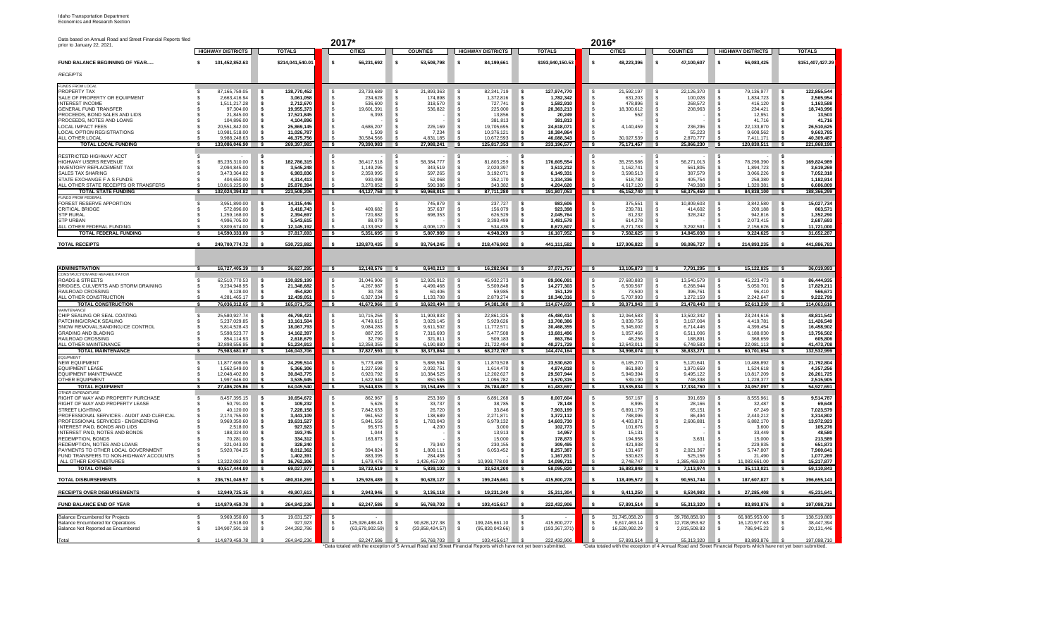Idaho Transportation Department
Economics and Research Section

Data based on Annual Road and Street Financial Reports filed prior to January 22, 2021.

| | HIGHWAY DISTRICTS | TOTALS | 2017* CITIES | COUNTIES | HIGHWAY DISTRICTS | TOTALS | 2016* CITIES | COUNTIES | HIGHWAY DISTRICTS | TOTALS |
|---|---|---|---|---|---|---|---|---|---|---|
| **FUND BALANCE BEGINNING OF YEAR.....** | $ 101,452,852.63 | $214,041,540.01 | $ 56,231,692 | $ 53,508,798 | $ 84,199,661 | $193,940,150.53 | $ 48,223,396 | $ 47,100,607 | $ 56,083,425 | $151,407,427.29 |
| *RECEIPTS* | | | | | | | | | | |
| *FUNDS FROM LOCAL* | | | | | | | | | | |
| PROPERTY TAX | $ 87,165,759.05 | $ 138,770,452 | $ 23,739,689 | $ 21,893,363 | $ 82,341,719 | $ 127,974,770 | $ 21,592,197 | $ 22,126,370 | $ 79,136,977 | $ 122,855,544 |
| SALE OF PROPERTY OR EQUIPMENT | $ 2,663,416.94 | $ 3,061,058 | $ 234,628 | $ 174,898 | $ 1,372,816 | $ 1,782,342 | $ 631,203 | $ 100,028 | $ 1,834,723 | $ 2,565,954 |
| INTEREST INCOME | $ 1,511,217.28 | $ 2,712,670 | $ 536,600 | $ 318,570 | $ 727,741 | $ 1,582,910 | $ 478,896 | $ 268,572 | $ 416,120 | $ 1,163,588 |
| GENERAL FUND TRANSFER | $ 97,304.00 | $ 19,955,373 | $ 19,601,391 | $ 536,822 | $ 225,000 | $ 20,363,213 | $ 18,300,612 | $ 208,963 | $ 234,421 | $ 18,743,996 |
| PROCEEDS, BOND SALES AND LIDS | $ 21,845.00 | $ 17,521,845 | $ 6,393 | $ - | $ 13,856 | $ 20,249 | $ 552 | $ - | $ 12,951 | $ 13,503 |
| PROCEEDS, NOTES AND LOANS | $ 104,896.00 | $ 4,104,896 | $ - | $ - | $ 381,813 | $ 381,813 | $ - | $ - | $ 41,716 | $ 41,716 |
| LOCAL IMPACT FEES | $ 20,551,842.00 | $ 25,869,145 | $ 4,686,207 | $ 226,169 | $ 19,705,695 | $ 24,618,071 | $ 4,140,459 | $ 236,296 | $ 22,133,870 | $ 26,510,625 |
| LOCAL OPTION REGISTRATIONS | $ 10,981,518.00 | $ 11,026,787 | $ 1,509 | $ 7,234 | $ 10,376,121 | $ 10,384,864 | $ - | $ 55,223 | $ 9,608,562 | $ 9,663,785 |
| ALL OTHER LOCAL | $ 9,988,248.63 | $ 46,375,756 | $ 30,584,566 | $ 4,831,185 | $ 10,672,593 | $ 46,088,343 | $ 30,027,539 | $ 2,870,777 | $ 7,411,171 | $ 40,309,487 |
| **TOTAL LOCAL FUNDING** | $ 133,086,046.90 | $ 269,397,983 | $ 79,390,983 | $ 27,988,241 | $ 125,817,353 | $ 233,196,577 | $ 75,171,457 | $ 25,866,230 | $ 120,830,511 | $ 221,868,198 |
| RESTRICTED HIGHWAY ACCT | $ - | $ - | $ - | $ - | $ - | $ - | $ - | $ - | $ - | $ - |
| HIGHWAY USERS REVENUE | $ 85,235,310.00 | $ 182,786,315 | $ 36,417,518 | $ 58,384,777 | $ 81,803,259 | $ 176,605,554 | $ 35,255,586 | $ 56,271,013 | $ 78,298,390 | $ 169,824,989 |
| INVENTORY REPLACEMENT TAX | $ 2,094,845.00 | $ 3,545,248 | $ 1,149,295 | $ 343,519 | $ 2,020,397 | $ 3,513,212 | $ 1,162,741 | $ 561,805 | $ 1,894,723 | $ 3,619,269 |
| SALES TAX SHARING | $ 3,473,364.82 | $ 6,983,836 | $ 2,359,995 | $ 597,265 | $ 3,192,071 | $ 6,149,331 | $ 3,598,513 | $ 387,579 | $ 3,066,226 | $ 7,052,318 |
| STATE EXCHANGE F A S FUNDS | $ 404,650.00 | $ 4,314,413 | $ 930,098 | $ 52,068 | $ 352,170 | $ 1,334,336 | $ 518,780 | $ 405,754 | $ 258,380 | $ 1,182,914 |
| ALL OTHER STATE RECEIPTS OR TRANSFERS | $ 10,816,225.00 | $ 25,878,394 | $ 3,270,852 | $ 590,386 | $ 343,382 | $ 4,204,620 | $ 4,617,120 | $ 749,308 | $ 1,320,381 | $ 6,686,809 |
| **TOTAL STATE FUNDING** | $ 102,024,394.82 | $ 223,508,206 | $ 44,127,758 | $ 59,968,015 | $ 87,711,280 | $ 191,807,053 | $ 45,152,740 | $ 58,375,459 | $ 84,838,100 | $ 188,366,299 |
| *FUNDS FROM FEDERAL* | | | | | | | | | | |
| FOREST RESERVE APPORTION | $ 3,951,890.00 | $ 14,315,446 | $ - | $ 745,879 | $ 237,727 | $ 983,606 | $ 375,551 | $ 10,809,603 | $ 3,842,580 | $ 15,027,734 |
| CRITICAL BRIDGE | $ 572,896.00 | $ 3,418,743 | $ 409,682 | $ 357,637 | $ 156,079 | $ 923,398 | $ 239,781 | $ 414,602 | $ 209,188 | $ 863,571 |
| STP RURAL | $ 1,259,168.00 | $ 2,394,697 | $ 720,882 | $ 698,353 | $ 626,529 | $ 2,045,764 | $ 81,232 | $ 328,242 | $ 942,816 | $ 1,352,290 |
| STP URBAN | $ 4,996,705.00 | $ 5,543,615 | $ 88,079 | $ - | $ 3,393,499 | $ 3,481,578 | $ 614,278 | $ - | $ 2,073,415 | $ 2,687,693 |
| ALL OTHER FEDERAL FUNDING | $ 3,809,674.00 | $ 12,145,192 | $ 4,133,052 | $ 4,006,120 | $ 534,435 | $ 8,673,607 | $ 6,271,783 | $ 3,292,591 | $ 2,156,626 | $ 11,721,000 |
| **TOTAL FEDERAL FUNDING** | $ 14,590,333.00 | $ 37,817,693 | $ 5,351,695 | $ 5,807,989 | $ 4,948,269 | $ 16,107,952 | $ 7,582,625 | $ 14,845,038 | $ 9,224,625 | $ 31,652,287 |
| **TOTAL RECEIPTS** | $ 249,700,774.72 | $ 530,723,882 | $ 128,870,435 | $ 93,764,245 | $ 218,476,902 | $ 441,111,582 | $ 127,906,822 | $ 99,086,727 | $ 214,893,235 | $ 441,886,783 |
| **ADMINISTRATION** | $ 16,727,405.39 | $ 36,627,295 | $ 12,148,576 | $ 8,640,213 | $ 16,282,968 | $ 37,071,757 | $ 13,105,873 | $ 7,791,295 | $ 15,122,825 | $ 36,019,993 |
| *CONSTRUCTION AND REHABILITATION* | | | | | | | | | | |
| ROADS & STREETS | $ 62,510,770.53 | $ 130,829,199 | $ 31,046,906 | $ 12,926,912 | $ 45,932,273 | $ 89,906,091 | $ 27,680,883 | $ 13,540,579 | $ 45,223,473 | $ 86,444,935 |
| BRIDGES, CULVERTS AND STORM DRAINING | $ 9,234,948.95 | $ 21,348,682 | $ 4,267,987 | $ 4,499,468 | $ 5,509,848 | $ 14,277,303 | $ 6,509,567 | $ 6,268,944 | $ 5,050,701 | $ 17,829,211 |
| RAILROAD CROSSING | $ 9,128.00 | $ 454,820 | $ 30,738 | $ 60,406 | $ 59,985 | $ 151,129 | $ 73,500 | $ 396,761 | $ 96,410 | $ 566,671 |
| ALL OTHER CONSTRUCTION | $ 4,281,465.17 | $ 12,439,051 | $ 6,327,334 | $ 1,133,708 | $ 2,879,274 | $ 10,340,316 | $ 5,707,993 | $ 1,272,159 | $ 2,242,647 | $ 9,222,799 |
| **TOTAL CONSTRUCTION** | $ 76,036,312.65 | $ 165,071,752 | $ 41,672,966 | $ 18,620,494 | $ 54,381,380 | $ 114,674,839 | $ 39,971,943 | $ 21,478,443 | $ 52,613,230 | $ 114,063,616 |
| *MAINTENANCE* | | | | | | | | | | |
| CHIP SEALING OR SEAL COATING | $ 25,580,927.74 | $ 46,798,421 | $ 10,715,256 | $ 11,903,833 | $ 22,861,325 | $ 45,480,414 | $ 12,064,583 | $ 13,502,342 | $ 23,244,616 | $ 48,811,542 |
| PATCHING/CRACK SEALING | $ 5,237,029.85 | $ 13,161,504 | $ 4,749,615 | $ 3,029,145 | $ 5,929,626 | $ 13,708,386 | $ 3,839,756 | $ 3,167,004 | $ 4,419,781 | $ 11,426,540 |
| SNOW REMOVAL;SANDING;ICE CONTROL | $ 5,814,528.43 | $ 18,067,793 | $ 9,084,283 | $ 9,611,502 | $ 11,772,571 | $ 30,468,355 | $ 5,345,002 | $ 6,714,446 | $ 4,399,454 | $ 16,458,902 |
| GRADING AND BLADING | $ 5,598,523.77 | $ 14,162,397 | $ 887,295 | $ 7,316,693 | $ 5,477,508 | $ 13,681,496 | $ 1,057,466 | $ 6,511,006 | $ 6,188,030 | $ 13,756,502 |
| RAILROAD CROSSING | $ 854,114.93 | $ 2,618,679 | $ 32,790 | $ 321,811 | $ 509,183 | $ 863,784 | $ 48,256 | $ 188,891 | $ 368,659 | $ 605,806 |
| ALL OTHER MAINTENANCE | $ 32,898,556.95 | $ 51,234,913 | $ 12,358,355 | $ 6,190,880 | $ 21,722,494 | $ 40,271,729 | $ 12,643,011 | $ 6,749,583 | $ 22,081,113 | $ 41,473,708 |
| **TOTAL MAINTENANCE** | $ 75,983,681.67 | $ 146,043,706 | $ 37,827,593 | $ 38,373,864 | $ 68,272,707 | $ 144,474,164 | $ 34,998,074 | $ 36,833,271 | $ 60,701,654 | $ 132,532,999 |
| *EQUIPMENT* | | | | | | | | | | |
| NEW EQUIPMENT | $ 11,877,608.06 | $ 24,299,514 | $ 5,773,498 | $ 5,886,594 | $ 11,870,528 | $ 23,530,620 | $ 6,185,270 | $ 5,120,641 | $ 10,486,892 | $ 21,792,804 |
| EQUIPMENT LEASE | $ 1,562,549.00 | $ 5,366,306 | $ 1,227,598 | $ 2,032,751 | $ 1,614,470 | $ 4,874,818 | $ 861,980 | $ 1,970,659 | $ 1,524,618 | $ 4,357,256 |
| EQUIPMENT MAINTENANCE | $ 12,048,402.80 | $ 30,843,775 | $ 6,920,792 | $ 10,384,525 | $ 12,202,627 | $ 29,507,944 | $ 5,949,394 | $ 9,495,122 | $ 10,817,209 | $ 26,261,725 |
| OTHER EQUIPMENT | $ 1,997,646.00 | $ 3,535,945 | $ 1,622,948 | $ 850,585 | $ 1,096,782 | $ 3,570,315 | $ 539,190 | $ 748,338 | $ 1,228,377 | $ 2,515,905 |
| **TOTAL EQUIPMENT** | $ 27,486,205.86 | $ 64,045,540 | $ 15,544,835 | $ 19,154,455 | $ 26,784,407 | $ 61,483,697 | $ 13,535,834 | $ 17,334,760 | $ 24,057,097 | $ 54,927,691 |
| *OTHER EXPENDITURE* | | | | | | | | | | |
| RIGHT OF WAY AND PROPERTY PURCHASE | $ 8,457,395.15 | $ 10,654,672 | $ 862,967 | $ 253,369 | $ 6,891,268 | $ 8,007,604 | $ 567,167 | $ 391,659 | $ 8,555,961 | $ 9,514,787 |
| RIGHT OF WAY AND PROPERTY LEASE | $ 50,791.00 | $ 109,232 | $ 5,626 | $ 33,737 | $ 38,785 | $ 78,148 | $ 8,995 | $ 28,166 | $ 32,487 | $ 69,648 |
| STREET LIGHTING | $ 40,120.00 | $ 7,228,158 | $ 7,842,633 | $ 26,720 | $ 33,846 | $ 7,903,199 | $ 6,891,179 | $ 65,151 | $ 67,249 | $ 7,023,579 |
| PROFESSIONAL SERVICES - AUDIT AND CLERICAL | $ 2,174,755.00 | $ 3,443,109 | $ 961,552 | $ 138,689 | $ 2,271,871 | $ 3,372,112 | $ 788,096 | $ 86,494 | $ 2,440,212 | $ 3,314,802 |
| PROFESSIONAL SERVICES - ENGINEERING | $ 9,969,350.60 | $ 19,631,527 | $ 5,841,556 | $ 1,783,043 | $ 6,979,132 | $ 14,603,730 | $ 4,483,871 | $ 2,606,881 | $ 6,882,170 | $ 13,972,923 |
| INTEREST PAID, BONDS AND LIDS | $ 2,518.00 | $ 927,923 | $ 95,573 | $ 4,200 | $ 3,000 | $ 102,773 | $ 101,676 | $ - | $ 3,600 | $ 105,276 |
| INTEREST PAID, NOTES AND BONDS | $ 188,324.00 | $ 193,745 | $ 1,044 | $ - | $ 13,913 | $ 14,957 | $ 15,131 | $ - | $ 33,449 | $ 48,580 |
| REDEMPTION, BONDS | $ 70,281.00 | $ 334,312 | $ 163,873 | $ - | $ 15,000 | $ 178,873 | $ 194,958 | $ 3,631 | $ 15,000 | $ 213,589 |
| REDEMPTION, NOTES AND LOANS | $ 321,043.00 | $ 328,240 | $ - | $ 79,340 | $ 230,155 | $ 309,495 | $ 421,938 | $ - | $ 229,935 | $ 651,873 |
| PAYMENTS TO OTHER LOCAL GOVERNMENT | $ 5,920,784.25 | $ 8,012,362 | $ 394,824 | $ 1,809,111 | $ 6,053,452 | $ 8,257,387 | $ 131,467 | $ 2,021,367 | $ 5,747,807 | $ 7,900,641 |
| FUND TRANSFERS TO NON-HIGHWAY ACCOUNTS | $ - | $ 1,402,391 | $ 883,395 | $ 284,436 | $ - | $ 1,167,831 | $ 530,623 | $ 525,156 | $ 21,490 | $ 1,077,269 |
| ALL OTHER EXPENDITURES | $ 13,322,082.00 | $ 16,762,306 | $ 1,679,476 | $ 1,426,457.00 | $ 10,993,778.00 | $ 14,099,711 | $ 2,748,747 | $ 1,385,469.00 | $ 11,083,661.00 | $ 15,217,877 |
| **TOTAL OTHER** | $ 40,517,444.00 | $ 69,027,977 | $ 18,732,519 | $ 5,839,102 | $ 33,524,200 | $ 58,095,820 | $ 16,883,848 | $ 7,113,974 | $ 35,113,021 | $ 59,110,843 |
| **TOTAL DISBURSEMENTS** | $ 236,751,049.57 | $ 480,816,269 | $ 125,926,489 | $ 90,628,127 | $ 199,245,661 | $ 415,800,278 | $ 118,495,572 | $ 90,551,744 | $ 187,607,827 | $ 396,655,143 |
| **RECEIPTS OVER DISBURSEMENTS** | $ 12,949,725.15 | $ 49,907,613 | $ 2,943,946 | $ 3,136,118 | $ 19,231,240 | $ 25,311,304 | $ 9,411,250 | $ 8,534,983 | $ 27,285,408 | $ 45,231,641 |
| **FUND BALANCE END OF YEAR** | $ 114,879,459.78 | $ 264,842,236 | $ 62,247,586 | $ 56,769,703 | $ 103,415,617 | $ 222,432,906 | $ 57,891,514 | $ 55,313,320 | $ 83,893,876 | $ 197,098,710 |
| Balance Encumbered for Projects | $ 9,969,350.60 | $ 19,631,527 | $ - | $ - | $ - | $ - | $ 31,745,058.20 | $ 39,788,858.00 | $ 66,985,953.00 | $ 138,519,869 |
| Balance Encumbered for Operations | $ 2,518.00 | $ 927,923 | $ 125,926,488.43 | $ 90,628,127.38 | $ 199,245,661.10 | $ 415,800,277 | $ 9,617,463.14 | $ 12,708,953.62 | $ 16,120,977.63 | $ 38,447,394 |
| Balance Not Reported as Encumbered | $ 104,907,591.18 | $ 244,282,786 | $ (63,678,902.59) | $ (33,858,424.57) | $ (95,830,043.66) | $ (193,367,371) | $ 16,528,992.29 | $ 2,815,508.83 | $ 786,945.23 | $ 20,131,446 |
| Total | $ 114,879,459.78 | $ 264,842,236 | $ 62,247,586 | $ 56,769,703 | $ 103,415,617 | $ 222,432,906 | $ 57,891,514 | $ 55,313,320 | $ 83,893,876 | $ 197,098,710 |

*Data totaled with the exception of 5 Annual Road and Street Financial Reports which have not yet been submitted.

*Data totaled with the exception of 4 Annual Road and Street Financial Reports which have not yet been submitted.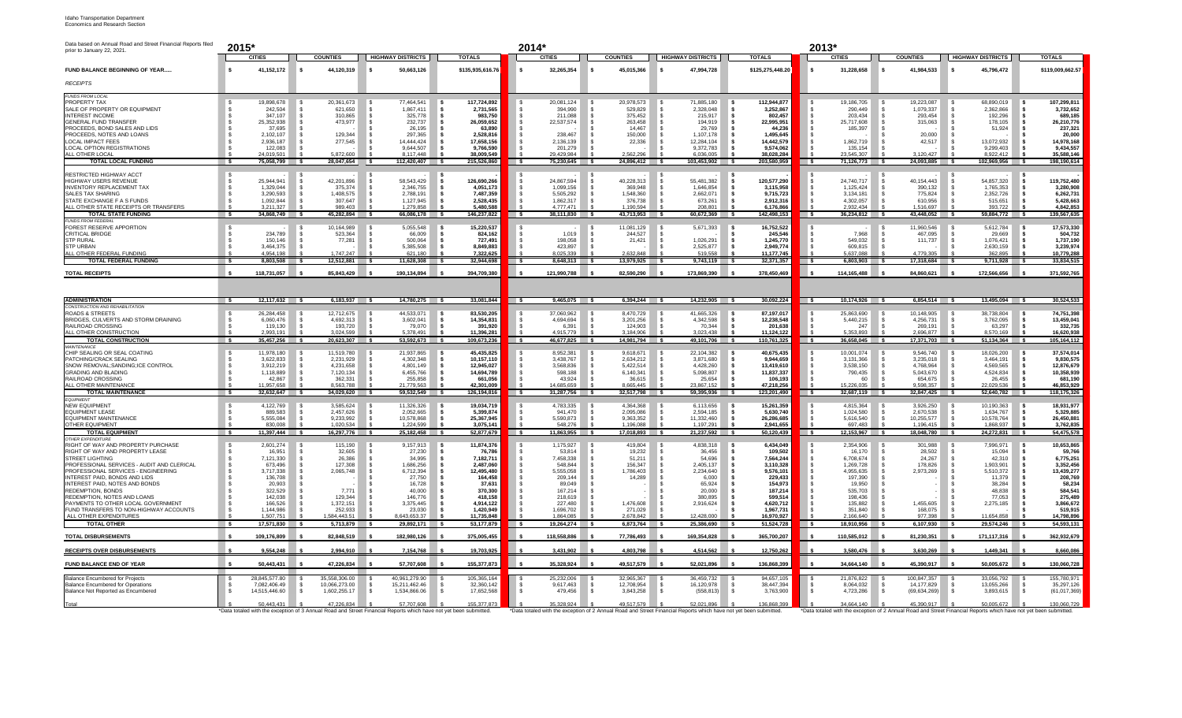Idaho Transportation Department
Economics and Research Section

Data based on Annual Road and Street Financial Reports filed prior to January 22, 2021.

| | 2015* | | | | 2014* | | | | 2013* | | | |
|---|---|---|---|---|---|---|---|---|---|---|---|---|
| | CITIES | COUNTIES | HIGHWAY DISTRICTS | TOTALS | CITIES | COUNTIES | HIGHWAY DISTRICTS | TOTALS | CITIES | COUNTIES | HIGHWAY DISTRICTS | TOTALS |
| **FUND BALANCE BEGINNING OF YEAR.....** | 41,152,172 | 44,120,319 | 50,663,126 | $135,935,616.76 | 32,265,354 | 45,015,366 | 47,994,728 | $125,275,448.20 | 31,228,658 | 41,984,533 | 45,796,472 | $119,009,662.57 |
| *RECEIPTS* | | | | | | | | | | | | |
| *FUNDS FROM LOCAL* | | | | | | | | | | | | |
| PROPERTY TAX | 19,898,678 | 20,361,673 | 77,464,541 | 117,724,892 | 20,081,124 | 20,978,573 | 71,885,180 | 112,944,877 | 19,186,705 | 19,223,087 | 68,890,019 | 107,299,811 |
| SALE OF PROPERTY OR EQUIPMENT | 242,504 | 621,650 | 1,867,411 | 2,731,565 | 394,990 | 529,829 | 2,328,048 | 3,252,867 | 290,449 | 1,079,337 | 2,362,866 | 3,732,652 |
| INTEREST INCOME | 347,107 | 310,865 | 325,778 | 983,750 | 211,088 | 375,452 | 215,917 | 802,457 | 203,434 | 293,454 | 192,296 | 689,185 |
| GENERAL FUND TRANSFER | 25,352,938 | 473,977 | 232,737 | 26,059,652 | 22,537,574 | 263,458 | 194,919 | 22,995,951 | 25,717,608 | 315,063 | 178,105 | 26,210,776 |
| PROCEEDS, BOND SALES AND LIDS | 37,695 | - | 26,195 | 63,890 | - | 14,467 | 29,769 | 44,236 | 185,397 | - | 51,924 | 237,321 |
| PROCEEDS, NOTES AND LOANS | 2,102,107 | 129,344 | 297,365 | 2,528,816 | 238,467 | 150,000 | 1,107,178 | 1,495,645 | - | 20,000 | - | 20,000 |
| LOCAL IMPACT FEES | 2,936,187 | 277,545 | 14,444,424 | 17,658,156 | 2,136,139 | 22,336 | 12,284,104 | 14,442,579 | 1,862,719 | 42,517 | 13,072,932 | 14,978,168 |
| LOCAL OPTION REGISTRATIONS | 122,083 | - | 9,644,507 | 9,766,590 | 201,279 | - | 9,372,783 | 9,574,062 | 135,154 | - | 9,299,403 | 9,434,557 |
| ALL OTHER LOCAL | 24,019,501 | 5,872,600 | 8,117,448 | 38,009,549 | 29,429,984 | 2,562,296 | 6,036,005 | 38,028,284 | 23,545,307 | 3,120,427 | 8,922,412 | 35,588,146 |
| **TOTAL LOCAL FUNDING** | 75,058,799 | 28,047,654 | 112,420,407 | 215,526,860 | 75,230,645 | 24,896,412 | 103,453,902 | 203,580,959 | 71,126,773 | 24,093,885 | 102,969,956 | 198,190,614 |
| RESTRICTED HIGHWAY ACCT | - | - | - | - | - | - | - | - | - | - | - | - |
| HIGHWAY USERS REVENUE | 25,944,941 | 42,201,896 | 58,543,429 | 126,690,266 | 24,867,594 | 40,228,313 | 55,481,382 | 120,577,290 | 24,740,717 | 40,154,443 | 54,857,320 | 119,752,480 |
| INVENTORY REPLACEMENT TAX | 1,329,044 | 375,374 | 2,346,755 | 4,051,173 | 1,099,156 | 369,948 | 1,646,854 | 3,115,958 | 1,125,424 | 390,132 | 1,765,353 | 3,280,908 |
| SALES TAX SHARING | 3,290,593 | 1,408,575 | 2,788,191 | 7,487,359 | 5,505,292 | 1,548,360 | 2,662,071 | 9,715,723 | 3,134,181 | 775,824 | 2,352,726 | 6,262,731 |
| STATE EXCHANGE F A S FUNDS | 1,092,844 | 307,647 | 1,127,945 | 2,528,435 | 1,862,317 | 376,738 | 673,261 | 2,912,316 | 4,302,057 | 610,956 | 515,651 | 5,428,663 |
| ALL OTHER STATE RECEIPTS OR TRANSFERS | 3,211,327 | 989,403 | 1,279,858 | 5,480,588 | 4,777,471 | 1,190,594 | 208,801 | 6,176,866 | 2,932,434 | 1,516,697 | 393,722 | 4,842,853 |
| **TOTAL STATE FUNDING** | 34,868,749 | 45,282,894 | 66,086,178 | 146,237,822 | 38,111,830 | 43,713,953 | 60,672,369 | 142,498,153 | 36,234,812 | 43,448,052 | 59,884,772 | 139,567,635 |
| *FUNDS FROM FEDERAL* | | | | | | | | | | | | |
| FOREST RESERVE APPORTION | - | 10,164,989 | 5,055,548 | 15,220,537 | - | 11,081,129 | 5,671,393 | 16,752,522 | - | 11,960,546 | 5,612,784 | 17,573,330 |
| CRITICAL BRIDGE | 234,789 | 523,364 | 66,009 | 824,162 | 1,019 | 244,527 | - | 245,546 | 7,968 | 467,095 | 29,669 | 504,732 |
| STP RURAL | 150,146 | 77,281 | 500,064 | 727,491 | 198,058 | 21,421 | 1,026,291 | 1,245,770 | 549,032 | 111,737 | 1,076,421 | 1,737,190 |
| STP URBAN | 3,464,375 | - | 5,385,508 | 8,849,883 | 423,897 | - | 2,525,877 | 2,949,774 | 609,815 | - | 2,630,159 | 3,239,974 |
| ALL OTHER FEDERAL FUNDING | 4,954,198 | 1,747,247 | 621,180 | 7,322,625 | 8,025,339 | 2,632,848 | 519,558 | 11,177,745 | 5,637,088 | 4,779,305 | 362,895 | 10,779,288 |
| **TOTAL FEDERAL FUNDING** | 8,803,508 | 12,512,881 | 11,628,308 | 32,944,698 | 8,648,313 | 13,979,925 | 9,743,119 | 32,371,357 | 6,803,903 | 17,318,684 | 9,711,928 | 33,834,515 |
| **TOTAL RECEIPTS** | 118,731,057 | 85,843,429 | 190,134,894 | 394,709,380 | 121,990,788 | 82,590,290 | 173,869,390 | 378,450,469 | 114,165,488 | 84,860,621 | 172,566,656 | 371,592,765 |
| **ADMINISTRATION** | 12,117,632 | 6,183,937 | 14,780,275 | 33,081,844 | 9,465,075 | 6,394,244 | 14,232,905 | 30,092,224 | 10,174,926 | 6,854,514 | 13,495,094 | 30,524,533 |
| *CONSTRUCTION AND REHABILITATION* | | | | | | | | | | | | |
| ROADS & STREETS | 26,284,458 | 12,712,675 | 44,533,071 | 83,530,205 | 37,060,962 | 8,470,729 | 41,665,326 | 87,197,017 | 25,863,690 | 10,148,905 | 38,738,804 | 74,751,398 |
| BRIDGES, CULVERTS AND STORM DRAINING | 6,060,476 | 4,692,313 | 3,602,041 | 14,354,831 | 4,694,694 | 3,201,256 | 4,342,598 | 12,238,548 | 5,440,215 | 4,256,731 | 3,762,095 | 13,459,041 |
| RAILROAD CROSSING | 119,130 | 193,720 | 79,070 | 391,920 | 6,391 | 124,903 | 70,344 | 201,638 | 247 | 269,191 | 63,297 | 332,735 |
| ALL OTHER CONSTRUCTION | 2,993,191 | 3,024,599 | 5,378,491 | 11,396,281 | 4,915,779 | 3,184,906 | 3,023,438 | 11,124,122 | 5,353,893 | 2,696,877 | 8,570,169 | 16,620,938 |
| **TOTAL CONSTRUCTION** | 35,457,256 | 20,623,307 | 53,592,673 | 109,673,236 | 46,677,825 | 14,981,794 | 49,101,706 | 110,761,325 | 36,658,045 | 17,371,703 | 51,134,364 | 105,164,112 |
| *MAINTENANCE* | | | | | | | | | | | | |
| CHIP SEALING OR SEAL COATING | 11,978,180 | 11,519,780 | 21,937,865 | 45,435,825 | 8,952,381 | 9,618,671 | 22,104,382 | 40,675,435 | 10,001,074 | 9,546,740 | 18,026,200 | 37,574,014 |
| PATCHING/CRACK SEALING | 3,622,833 | 2,231,929 | 4,302,348 | 10,157,110 | 3,438,767 | 2,634,212 | 3,871,680 | 9,944,659 | 3,131,366 | 3,235,018 | 3,464,191 | 9,830,575 |
| SNOW REMOVAL;SANDING;ICE CONTROL | 3,912,219 | 4,231,658 | 4,801,149 | 12,945,027 | 3,568,836 | 5,422,514 | 4,428,260 | 13,419,610 | 3,538,150 | 4,768,964 | 4,569,565 | 12,876,679 |
| GRADING AND BLADING | 1,118,889 | 7,120,134 | 6,455,766 | 14,694,789 | 598,188 | 6,140,341 | 5,098,807 | 11,837,337 | 790,435 | 5,043,670 | 4,524,834 | 10,358,939 |
| RAILROAD CROSSING | 42,867 | 362,331 | 255,858 | 661,056 | 43,924 | 36,615 | 25,654 | 106,193 | 60 | 654,675 | 26,455 | 681,190 |
| ALL OTHER MAINTENANCE | 11,957,658 | 8,563,788 | 21,779,563 | 42,301,009 | 14,685,659 | 8,665,445 | 23,867,152 | 47,218,256 | 15,226,035 | 9,598,357 | 22,029,536 | 46,853,929 |
| **TOTAL MAINTENANCE** | 32,632,647 | 34,029,620 | 59,532,549 | 126,194,816 | 31,287,756 | 32,517,798 | 59,395,936 | 123,201,490 | 32,687,119 | 32,847,425 | 52,640,782 | 118,175,325 |
| *EQUIPMENT* | | | | | | | | | | | | |
| NEW EQUIPMENT | 4,122,769 | 3,585,624 | 11,326,326 | 19,034,719 | 4,783,335 | 4,364,368 | 6,113,656 | 15,261,359 | 4,815,364 | 3,926,250 | 10,190,363 | 18,931,977 |
| EQUIPMENT LEASE | 889,583 | 2,457,626 | 2,052,665 | 5,399,874 | 941,470 | 2,095,086 | 2,594,185 | 5,630,740 | 1,024,580 | 2,670,538 | 1,634,767 | 5,329,885 |
| EQUIPMENT MAINTENANCE | 5,555,084 | 9,233,992 | 10,578,868 | 25,367,945 | 5,590,873 | 9,363,352 | 11,332,460 | 26,286,685 | 5,616,540 | 10,255,577 | 10,578,764 | 26,450,881 |
| OTHER EQUIPMENT | 830,008 | 1,020,534 | 1,224,599 | 3,075,141 | 548,276 | 1,196,088 | 1,197,291 | 2,941,655 | 697,483 | 1,196,415 | 1,868,937 | 3,762,835 |
| **TOTAL EQUIPMENT** | 11,397,444 | 16,297,776 | 25,182,458 | 52,877,679 | 11,863,955 | 17,018,893 | 21,237,592 | 50,120,439 | 12,153,967 | 18,048,780 | 24,272,831 | 54,475,578 |
| *OTHER EXPENDITURE* | | | | | | | | | | | | |
| RIGHT OF WAY AND PROPERTY PURCHASE | 2,601,274 | 115,190 | 9,157,913 | 11,874,376 | 1,175,927 | 419,804 | 4,838,318 | 6,434,049 | 2,354,906 | 301,988 | 7,996,971 | 10,653,865 |
| RIGHT OF WAY AND PROPERTY LEASE | 16,951 | 32,605 | 27,230 | 76,786 | 53,814 | 19,232 | 36,455 | 109,502 | 16,170 | 28,502 | 15,094 | 59,766 |
| STREET LIGHTING | 7,121,330 | 26,386 | 34,995 | 7,182,711 | 7,458,338 | 51,211 | 54,696 | 7,564,244 | 6,708,674 | 24,267 | 42,310 | 6,775,251 |
| PROFESSIONAL SERVICES - AUDIT AND CLERICAL | 673,496 | 127,308 | 1,686,256 | 2,487,060 | 548,844 | 156,347 | 2,405,137 | 3,110,328 | 1,269,728 | 178,826 | 1,903,901 | 3,352,456 |
| PROFESSIONAL SERVICES - ENGINEERING | 3,717,338 | 2,065,748 | 6,712,394 | 12,495,480 | 5,555,058 | 1,786,403 | 2,234,640 | 9,576,101 | 4,955,635 | 2,973,269 | 5,510,372 | 13,439,277 |
| INTEREST PAID, BONDS AND LIDS | 136,708 | - | 27,750 | 164,458 | 209,144 | 14,289 | 6,000 | 229,433 | 197,390 | - | 11,379 | 208,769 |
| INTEREST PAID, NOTES AND BORROWING | 20,903 | - | 16,728 | 37,631 | 89,049 | - | 65,924 | 154,973 | 19,950 | - | 38,284 | 58,234 |
| REDEMPTION, BONDS | 322,529 | 7,771 | 40,000 | 370,300 | 167,214 | - | 20,000 | 187,214 | 535,703 | - | 48,838 | 584,541 |
| REDEMPTION, NOTES AND LOANS | 142,038 | 129,344 | 146,776 | 418,158 | 218,619 | - | 380,895 | 599,514 | 198,436 | - | 77,053 | 275,489 |
| PAYMENTS TO OTHER LOCAL GOVERNMENT | 166,526 | 1,372,151 | 3,375,445 | 4,914,122 | 227,480 | 1,476,608 | 2,916,624 | 4,620,712 | 135,882 | 1,455,605 | 2,275,185 | 3,866,672 |
| FUND TRANSFERS TO NON-HIGHWAY ACCOUNTS | 1,144,986 | 252,933 | 23,030 | 1,420,949 | 1,696,702 | 271,029 | - | 1,967,731 | 351,840 | 168,075 | - | 519,915 |
| ALL OTHER EXPENDITURES | 1,507,751 | 1,584,443.51 | 8,643,653.37 | 11,735,848 | 1,864,085 | 2,678,842 | 12,428,000 | 16,970,927 | 2,166,640 | 977,398 | 11,654,858 | 14,798,896 |
| **TOTAL OTHER** | 17,571,830 | 5,713,879 | 29,892,171 | 53,177,879 | 19,264,274 | 6,873,764 | 25,386,690 | 51,524,728 | 18,910,956 | 6,107,930 | 29,574,246 | 54,593,131 |
| **TOTAL DISBURSEMENTS** | 109,176,809 | 82,848,519 | 182,980,126 | 375,005,455 | 118,558,886 | 77,786,493 | 169,354,828 | 365,700,207 | 110,585,012 | 81,230,351 | 171,117,316 | 362,932,679 |
| **RECEIPTS OVER DISBURSEMENTS** | 9,554,248 | 2,994,910 | 7,154,768 | 19,703,925 | 3,431,902 | 4,803,798 | 4,514,562 | 12,750,262 | 3,580,476 | 3,630,269 | 1,449,341 | 8,660,086 |
| **FUND BALANCE END OF YEAR** | 50,443,431 | 47,226,834 | 57,707,608 | 155,377,873 | 35,328,924 | 49,517,579 | 52,021,896 | 136,868,399 | 34,664,140 | 45,390,917 | 50,005,672 | 130,060,728 |
| Balance Encumbered for Projects | 28,845,577.80 | 35,558,306.00 | 40,961,279.90 | 105,365,164 | 25,232,006 | 32,965,367 | 36,459,732 | 94,657,105 | 21,876,822 | 100,847,357 | 33,056,792 | 155,780,971 |
| Balance Encumbered for Operations | 7,082,406.49 | 10,066,273.00 | 15,211,462.46 | 32,360,142 | 9,617,463 | 12,708,954 | 16,120,978 | 38,447,394 | 8,064,032 | 14,177,829 | 13,055,266 | 35,297,126 |
| Balance Not Reported as Encumbered | 14,515,446.60 | 1,602,255.17 | 1,534,866.06 | 17,652,568 | 479,456 | 3,843,258 | (558,813) | 3,763,900 | 4,723,286 | (69,634,269) | 3,893,615 | (61,017,369) |
| Total | 50,443,431 | 47,226,834 | 57,707,608 | 155,377,873 | 35,328,924 | 49,517,579 | 52,021,896 | 136,868,399 | 34,664,140 | 45,390,917 | 50,005,672 | 130,060,729 |

2015: *Data totaled with the exception of 3 Annual Road and Street Financial Reports which have not yet been submitted.

2014: *Data totaled with the exception of 2 Annual Road and Street Financial Reports which have not yet been submitted.

2013: *Data totaled with the exception of 2 Annual Road and Street Financial Reports which have not yet been submitted.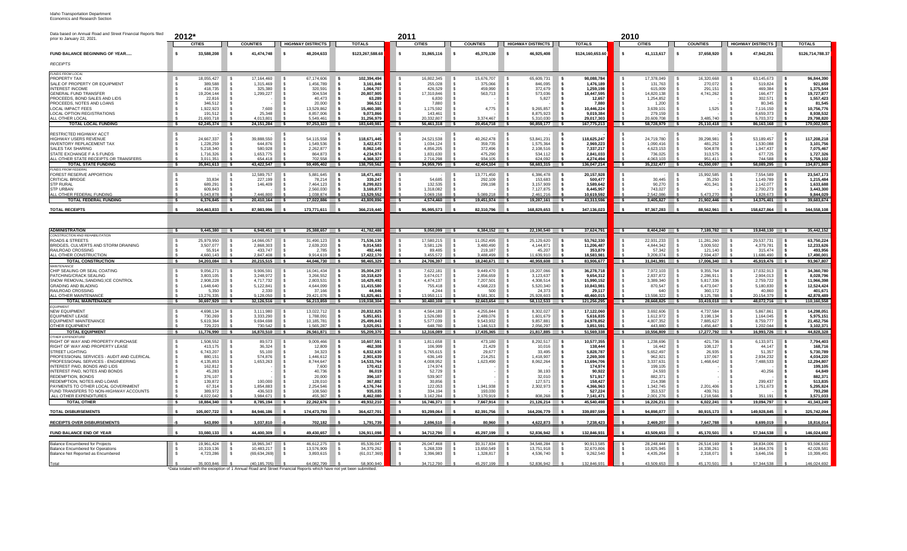Idaho Transportation Department
Economics and Research Section

Data based on Annual Road and Street Financial Reports filed prior to January 22, 2021.

| | 2012* | | | | 2011 | | | | 2010 | | | |
|---|---|---|---|---|---|---|---|---|---|---|---|---|
| | CITIES | COUNTIES | HIGHWAY DISTRICTS | TOTALS | CITIES | COUNTIES | HIGHWAY DISTRICTS | TOTALS | CITIES | COUNTIES | HIGHWAY DISTRICTS | TOTALS |
| **FUND BALANCE BEGINNING OF YEAR.....** | 33,588,208 | 41,474,748 | 48,204,633 | $123,267,588.68 | 31,865,116 | 45,370,130 | 46,925,408 | $124,160,653.60 | 41,113,617 | 37,658,920 | 47,942,251 | $126,714,788.37 |
| *RECEIPTS* | | | | | | | | | | | | |
| *FUNDS FROM LOCAL* | | | | | | | | | | | | |
| PROPERTY TAX | 18,055,427 | 17,164,460 | 67,174,606 | 102,394,494 | 16,802,345 | 15,676,707 | 65,609,731 | 98,088,784 | 17,378,049 | 16,320,668 | 63,145,673 | 96,844,390 |
| SALE OF PROPERTY OR EQUIPMENT | 389,588 | 1,315,469 | 1,456,789 | 3,161,846 | 255,028 | 375,066 | 846,095 | 1,476,189 | 131,763 | 270,072 | 519,824 | 921,659 |
| INTEREST INCOME | 418,735 | 325,380 | 320,591 | 1,064,707 | 426,529 | 459,990 | 372,679 | 1,259,198 | 615,009 | 291,151 | 469,384 | 1,375,544 |
| GENERAL FUND TRANSFER | 19,204,144 | 1,299,227 | 304,534 | 20,807,905 | 17,310,846 | 563,713 | 573,036 | 18,447,595 | 14,820,138 | 4,741,262 | 166,477 | 19,727,877 |
| PROCEEDS, BOND SALES AND LIDS | 22,816 | - | 40,473 | 63,289 | 6,830 | - | 5,827 | 12,657 | 1,254,852 | - | 302,571 | 1,557,423 |
| PROCEEDS, NOTES AND LOANS | 346,512 | - | 20,000 | 366,512 | 7,880 | - | - | 7,880 | 1,200 | - | 80,345 | 81,545 |
| LOCAL IMPACT FEES | 1,922,923 | 7,600 | 13,529,862 | 15,460,385 | 1,175,592 | 4,775 | 9,265,857 | 10,446,224 | 3,639,101 | 1,525 | 7,116,150 | 10,756,776 |
| LOCAL OPTION REGISTRATIONS | 191,512 | 25,348 | 8,857,006 | 9,073,866 | 143,461 | - | 8,875,923 | 9,019,384 | 279,159 | - | 8,659,373 | 8,938,532 |
| ALL OTHER LOCAL | 21,693,718 | 4,013,801 | 5,549,461 | 31,256,979 | 20,332,807 | 3,374,467 | 5,310,030 | 29,017,303 | 20,609,708 | 3,485,740 | 5,703,372 | 29,798,820 |
| **TOTAL LOCAL FUNDING** | 62,245,374 | 24,151,284 | 97,253,323 | 183,649,981 | 56,461,318 | 20,454,718 | 90,859,177 | 167,775,213 | 58,728,979 | 25,110,418 | 86,163,168 | 170,002,565 |
| RESTRICTED HIGHWAY ACCT | - | - | - | - | - | - | - | - | - | - | - | - |
| HIGHWAY USERS REVENUE | 24,667,337 | 39,888,550 | 54,115,558 | 118,671,445 | 24,521,538 | 40,262,478 | 53,841,231 | 118,625,247 | 24,719,780 | 39,298,981 | 53,189,457 | 117,208,218 |
| INVENTORY REPLACEMENT TAX | 1,228,259 | 644,878 | 1,549,536 | 3,422,672 | 1,034,124 | 359,735 | 1,575,364 | 2,969,223 | 1,090,416 | 481,252 | 1,530,088 | 3,101,756 |
| SALES TAX SHARING | 5,218,340 | 580,928 | 2,262,877 | 8,062,145 | 4,856,205 | 372,496 | 2,108,516 | 7,337,217 | 4,623,153 | 504,878 | 1,947,437 | 7,075,467 |
| STATE EXCHANGE F A S FUNDS | 1,716,326 | 1,653,775 | 864,873 | 4,234,974 | 1,831,630 | 475,290 | 534,112 | 2,841,033 | 736,025 | 313,575 | 677,725 | 1,727,326 |
| ALL OTHER STATE RECEIPTS OR TRANSFERS | 3,011,351 | 654,418 | 702,558 | 4,368,327 | 2,716,298 | 934,105 | 624,092 | 4,274,494 | 4,063,103 | 951,411 | 744,588 | 5,759,102 |
| **TOTAL STATE FUNDING** | 35,841,613 | 43,422,547 | 59,495,402 | 138,759,562 | 34,959,795 | 42,404,104 | 58,683,315 | 136,047,214 | 35,232,477 | 41,550,097 | 58,089,295 | 134,871,869 |
| *FUNDS FROM FEDERAL* | | | | | | | | | | | | |
| FOREST RESERVE APPORTION | - | 12,589,757 | 5,881,645 | 18,471,402 | - | 13,771,450 | 6,386,478 | 20,157,928 | - | 15,992,585 | 7,554,589 | 23,547,173 |
| CRITICAL BRIDGE | 33,834 | 227,199 | 78,214 | 339,247 | 54,685 | 292,109 | 153,683 | 500,477 | 30,445 | 35,250 | 1,149,789 | 1,215,484 |
| STP RURAL | 689,291 | 146,409 | 7,464,123 | 8,299,823 | 132,535 | 299,198 | 3,157,909 | 3,589,642 | 90,270 | 401,341 | 1,142,077 | 1,633,688 |
| STP URBAN | 609,843 | - | 2,560,030 | 3,169,873 | 1,318,082 | - | 7,127,875 | 8,445,957 | 743,027 | - | 2,700,273 | 3,443,300 |
| ALL OTHER FEDERAL FUNDING | 5,043,878 | 7,446,800 | 1,038,874 | 13,529,552 | 3,069,158 | 5,089,218 | 2,461,216 | 10,619,592 | 2,542,086 | 5,473,270 | 1,828,673 | 9,844,029 |
| **TOTAL FEDERAL FUNDING** | 6,376,845 | 20,410,164 | 17,022,886 | 43,809,896 | 4,574,460 | 19,451,974 | 19,287,161 | 43,313,596 | 3,405,827 | 21,902,446 | 14,375,401 | 39,683,674 |
| **TOTAL RECEIPTS** | 104,463,833 | 87,983,996 | 173,771,611 | 366,219,440 | 95,995,573 | 82,310,796 | 168,829,653 | 347,136,023 | 97,367,283 | 88,562,961 | 158,627,864 | 344,558,108 |
| **ADMINISTRATION** | 9,445,380 | 6,948,451 | 25,388,657 | 41,782,488 | 9,050,099 | 6,384,152 | 22,190,540 | 37,624,791 | 8,404,240 | 7,189,782 | 19,848,130 | 35,442,152 |
| *CONSTRUCTION AND REHABILITATION* | | | | | | | | | | | | |
| ROADS & STREETS | 25,979,950 | 14,066,057 | 31,490,123 | 71,536,130 | 17,580,215 | 11,052,495 | 25,129,620 | 53,762,330 | 22,931,233 | 11,281,260 | 29,537,731 | 63,750,224 |
| BRIDGES, CULVERTS AND STORM DRAINING | 3,507,077 | 2,868,303 | 2,639,203 | 9,014,583 | 3,581,126 | 3,480,490 | 4,144,871 | 11,206,487 | 4,844,342 | 3,009,502 | 4,379,781 | 12,233,626 |
| RAILROAD CROSSING | 55,914 | 433,747 | 2,785 | 492,446 | 89,485 | 219,187 | 45,207 | 353,879 | 57,342 | 121,140 | 315,474 | 493,956 |
| ALL OTHER CONSTRUCTION | 4,660,143 | 2,847,408 | 9,914,619 | 17,422,170 | 3,455,572 | 3,488,499 | 11,639,910 | 18,583,981 | 3,209,074 | 2,594,437 | 11,686,490 | 17,490,001 |
| **TOTAL CONSTRUCTION** | 34,203,084 | 20,215,515 | 44,046,730 | 98,465,329 | 24,706,397 | 18,240,671 | 40,959,608 | 83,906,677 | 31,041,991 | 17,006,340 | 45,919,476 | 93,967,807 |
| *MAINTENANCE* | | | | | | | | | | | | |
| CHIP SEALING OR SEAL COATING | 9,056,271 | 9,906,591 | 16,041,434 | 35,004,297 | 7,622,181 | 9,449,470 | 19,207,066 | 36,278,718 | 7,972,103 | 9,355,764 | 17,032,913 | 34,360,780 |
| PATCHING/CRACK SEALING | 3,803,105 | 3,248,972 | 3,266,552 | 10,318,629 | 3,674,017 | 2,856,659 | 3,123,637 | 9,654,312 | 2,837,872 | 2,286,911 | 2,904,013 | 8,028,796 |
| SNOW REMOVAL;SANDING;ICE CONTROL | 2,908,228 | 4,717,732 | 2,803,531 | 10,429,492 | 4,474,137 | 7,207,501 | 4,308,514 | 15,990,152 | 3,389,340 | 5,817,336 | 2,759,722 | 11,966,398 |
| GRADING AND BLADING | 1,648,640 | 5,122,841 | 4,644,099 | 11,415,580 | 755,418 | 4,568,223 | 5,520,340 | 10,843,981 | 870,547 | 6,473,047 | 5,180,830 | 12,524,424 |
| RAILROAD CROSSING | 5,350 | 2,330 | 37,166 | 44,846 | 4,244 | 500 | 24,373 | 29,117 | 640 | 360,172 | 40,860 | 401,671 |
| ALL OTHER MAINTENANCE | 13,276,335 | 9,128,050 | 29,421,076 | 51,825,461 | 13,950,111 | 8,581,301 | 25,928,603 | 48,460,015 | 13,598,322 | 9,125,788 | 20,154,379 | 42,878,489 |
| **TOTAL MAINTENANCE** | 30,697,929 | 32,126,516 | 56,213,859 | 119,038,304 | 30,480,108 | 32,663,654 | 58,112,533 | 121,256,295 | 28,668,825 | 33,419,018 | 48,072,716 | 110,160,558 |
| *EQUIPMENT* | | | | | | | | | | | | |
| NEW EQUIPMENT | 4,698,134 | 3,111,980 | 13,022,712 | 20,832,825 | 4,564,189 | 4,255,844 | 8,302,027 | 17,122,060 | 3,692,606 | 4,737,584 | 5,867,861 | 14,298,051 |
| EQUIPMENT LEASE | 730,269 | 3,333,290 | 1,788,091 | 5,851,651 | 1,526,080 | 2,489,076 | 1,601,679 | 5,616,835 | 1,612,972 | 3,198,134 | 1,164,045 | 5,975,151 |
| EQUIPMENT MAINTENANCE | 5,619,364 | 9,694,698 | 10,185,781 | 25,499,843 | 5,577,039 | 9,543,932 | 9,857,881 | 24,978,852 | 4,807,352 | 7,885,627 | 8,759,777 | 21,452,756 |
| OTHER EQUIPMENT | 729,223 | 730,542 | 1,565,287 | 3,025,051 | 648,780 | 1,146,513 | 2,056,297 | 3,851,591 | 443,880 | 1,456,447 | 1,202,044 | 3,102,371 |
| **TOTAL EQUIPMENT** | 11,776,990 | 16,870,510 | 26,561,871 | 55,209,370 | 12,316,089 | 17,435,365 | 21,817,885 | 51,569,338 | 10,556,809 | 17,277,792 | 16,993,726 | 44,828,328 |
| *OTHER EXPENDITURE* | | | | | | | | | | | | |
| RIGHT OF WAY AND PROPERTY PURCHASE | 1,508,552 | 89,573 | 9,009,466 | 10,607,591 | 1,811,658 | 473,180 | 8,292,517 | 10,577,355 | 1,238,606 | 421,736 | 6,133,971 | 7,794,403 |
| RIGHT OF WAY AND PROPERTY LEASE | 413,175 | 36,324 | 12,809 | 462,308 | 106,999 | 21,429 | 10,016 | 138,444 | 15,442 | 108,127 | 44,147 | 168,716 |
| STREET LIGHTING | 6,743,207 | 55,100 | 34,323 | 6,832,630 | 5,765,615 | 29,677 | 33,495 | 5,828,787 | 5,652,497 | 26,935 | 51,357 | 5,730,789 |
| PROFESSIONAL SERVICES - AUDIT AND CLERICAL | 880,151 | 574,876 | 1,446,612 | 2,901,639 | 636,149 | 214,251 | 1,418,907 | 2,269,308 | 962,921 | 137,067 | 2,934,232 | 4,034,220 |
| PROFESSIONAL SERVICES - ENGINEERING | 4,135,853 | 1,653,263 | 8,744,647 | 14,533,764 | 4,008,952 | 1,623,490 | 8,062,264 | 13,694,706 | 3,337,631 | 1,468,642 | 7,488,533 | 12,294,807 |
| INTEREST PAID, BONDS AND LIDS | 162,812 | - | 7,600 | 170,412 | 174,974 | - | - | 174,974 | 199,105 | - | - | 199,105 |
| INTEREST PAID, NOTES AND BONDS | 45,283 | - | 40,736 | 86,019 | 52,729 | - | 38,193 | 90,922 | 24,593 | - | 40,256 | 64,849 |
| REDEMPTION, BONDS | 376,107 | - | 20,000 | 396,107 | 539,907 | - | 32,010 | 571,917 | 882,371 | - | - | 882,371 |
| REDEMPTION, NOTES AND LOANS | 139,872 | 100,000 | 128,010 | 367,882 | 30,856 | - | 127,571 | 158,427 | 214,398 | - | 299,437 | 513,835 |
| PAYMENTS TO OTHER LOCAL GOVERNMENT | 67,314 | 1,854,883 | 2,254,546 | 4,176,744 | 122,053 | 1,941,938 | 2,302,973 | 4,366,963 | 1,342,745 | 2,201,406 | 1,751,673 | 5,295,824 |
| FUND TRANSFERS TO NON-HIGHWAY ACCOUNTS | 389,972 | 436,503 | 108,560 | 935,035 | 334,194 | 193,030 | - | 527,224 | 353,537 | 439,761 | - | 793,298 |
| ALL OTHER EXPENDITURES | 4,022,042 | 3,984,671 | 455,367 | 8,462,080 | 3,162,284 | 3,170,919 | 808,268 | 7,141,471 | 2,001,276 | 1,218,566 | 351,191 | 3,571,033 |
| **TOTAL OTHER** | 18,884,340 | 8,785,194 | 22,262,676 | 49,932,210 | 16,746,371 | 7,667,914 | 21,126,214 | 45,540,498 | 16,226,211 | 6,022,241 | 19,094,797 | 41,343,249 |
| **TOTAL DISBURSEMENTS** | 105,007,722 | 84,946,186 | 174,473,793 | 364,427,701 | 93,299,064 | 82,391,756 | 164,206,779 | 339,897,599 | 94,898,077 | 80,915,173 | 149,928,845 | 325,742,094 |
| **RECEIPTS OVER DISBURSEMENTS** | -543,890 | 3,037,810 | -702,182 | 1,791,739 | 2,696,510 | -80,960 | 4,622,873 | 7,238,423 | 2,469,207 | 7,647,788 | 8,699,019 | 18,816,014 |
| **FUND BALANCE END OF YEAR** | 33,080,133 | 44,400,309 | 49,430,657 | 126,911,098 | 34,712,790 | 45,297,199 | 52,836,942 | 132,846,931 | 43,509,653 | 45,170,501 | 57,344,538 | 146,024,692 |
| Balance Encumbered for Projects | 19,961,424 | 18,965,347 | 46,612,275 | 85,539,047 | 26,047,468 | 30,317,834 | 34,548,284 | 90,913,585 | 28,248,444 | 26,514,169 | 38,834,006 | 93,596,619 |
| Balance Encumbered for Operations | 10,319,136 | 10,483,217 | 13,576,909 | 34,379,262 | 5,268,339 | 13,650,549 | 13,751,918 | 32,670,806 | 10,825,945 | 16,338,261 | 14,864,376 | 42,028,581 |
| Balance Not Reported as Encumbered | 4,723,286 | (69,634,269) | 3,893,615 | (61,017,369) | 3,396,983 | 1,328,817 | 4,536,740 | 9,262,540 | 4,435,264 | 2,318,071 | 3,646,156 | 10,399,491 |
| Total | 35,003,846 | (40,185,705) | 64,082,799 | 58,900,940 | 34,712,790 | 45,297,199 | 52,836,942 | 132,846,931 | 43,509,653 | 45,170,501 | 57,344,538 | 146,024,692 |

*Data totaled with the exception of 1 Annual Road and Street Financial Reports which have not yet been submitted.